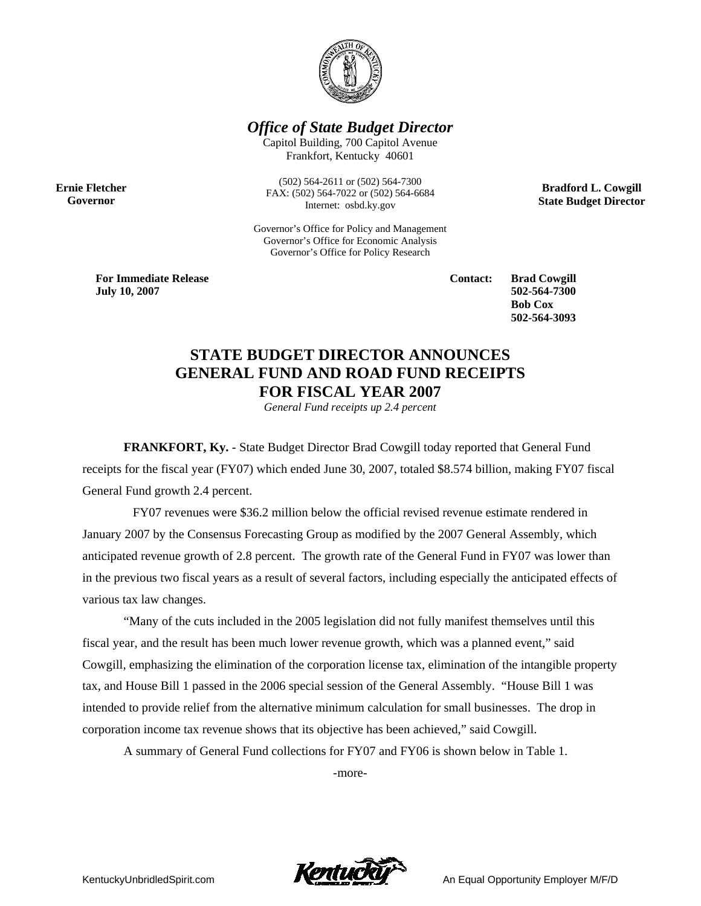***Office of State Budget Director***

Capitol Building, 700 Capitol Avenue
Frankfort, Kentucky 40601

(502) 564-2611 or (502) 564-7300
FAX: (502) 564-7022 or (502) 564-6684
Internet: osbd.ky.gov

Governor's Office for Policy and Management
Governor's Office for Economic Analysis
Governor's Office for Policy Research

**Ernie Fletcher**
**Governor**

**Bradford L. Cowgill**
**State Budget Director**

**For Immediate Release**
**July 10, 2007**

**Contact:** **Brad Cowgill**
**502-564-7300**
**Bob Cox**
**502-564-3093**

# STATE BUDGET DIRECTOR ANNOUNCES GENERAL FUND AND ROAD FUND RECEIPTS FOR FISCAL YEAR 2007

*General Fund receipts up 2.4 percent*

**FRANKFORT, Ky.** - State Budget Director Brad Cowgill today reported that General Fund receipts for the fiscal year (FY07) which ended June 30, 2007, totaled $8.574 billion, making FY07 fiscal General Fund growth 2.4 percent.

FY07 revenues were $36.2 million below the official revised revenue estimate rendered in January 2007 by the Consensus Forecasting Group as modified by the 2007 General Assembly, which anticipated revenue growth of 2.8 percent. The growth rate of the General Fund in FY07 was lower than in the previous two fiscal years as a result of several factors, including especially the anticipated effects of various tax law changes.

"Many of the cuts included in the 2005 legislation did not fully manifest themselves until this fiscal year, and the result has been much lower revenue growth, which was a planned event," said Cowgill, emphasizing the elimination of the corporation license tax, elimination of the intangible property tax, and House Bill 1 passed in the 2006 special session of the General Assembly. "House Bill 1 was intended to provide relief from the alternative minimum calculation for small businesses. The drop in corporation income tax revenue shows that its objective has been achieved," said Cowgill.

A summary of General Fund collections for FY07 and FY06 is shown below in Table 1.

-more-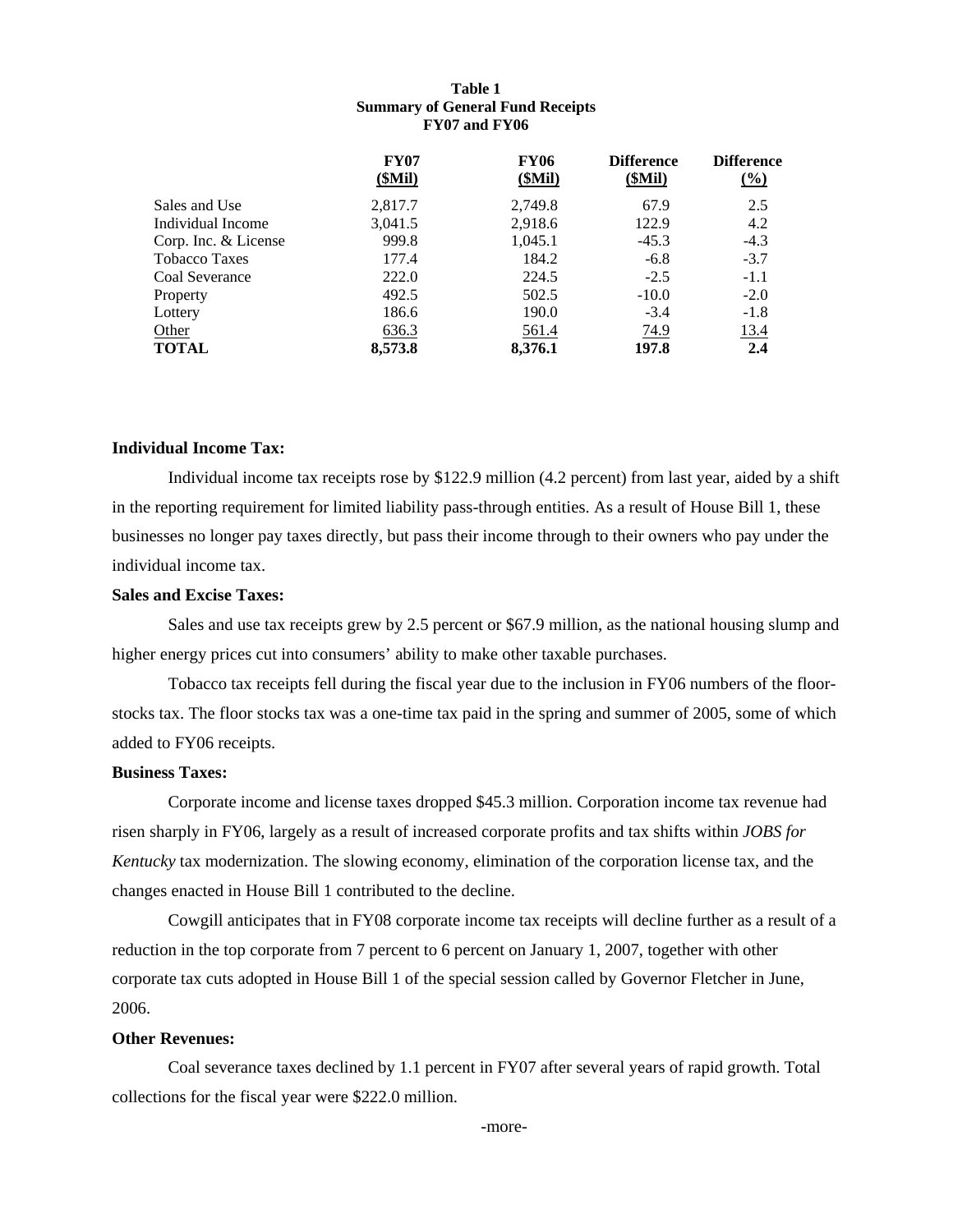**Table 1**
**Summary of General Fund Receipts**
**FY07 and FY06**

| | FY07 ($Mil) | FY06 ($Mil) | Difference ($Mil) | Difference (%) |
|---|---|---|---|---|
| Sales and Use | 2,817.7 | 2,749.8 | 67.9 | 2.5 |
| Individual Income | 3,041.5 | 2,918.6 | 122.9 | 4.2 |
| Corp. Inc. & License | 999.8 | 1,045.1 | -45.3 | -4.3 |
| Tobacco Taxes | 177.4 | 184.2 | -6.8 | -3.7 |
| Coal Severance | 222.0 | 224.5 | -2.5 | -1.1 |
| Property | 492.5 | 502.5 | -10.0 | -2.0 |
| Lottery | 186.6 | 190.0 | -3.4 | -1.8 |
| Other | 636.3 | 561.4 | 74.9 | 13.4 |
| **TOTAL** | **8,573.8** | **8,376.1** | **197.8** | **2.4** |

**Individual Income Tax:**

Individual income tax receipts rose by $122.9 million (4.2 percent) from last year, aided by a shift in the reporting requirement for limited liability pass-through entities. As a result of House Bill 1, these businesses no longer pay taxes directly, but pass their income through to their owners who pay under the individual income tax.

**Sales and Excise Taxes:**

Sales and use tax receipts grew by 2.5 percent or $67.9 million, as the national housing slump and higher energy prices cut into consumers' ability to make other taxable purchases.

Tobacco tax receipts fell during the fiscal year due to the inclusion in FY06 numbers of the floor-stocks tax. The floor stocks tax was a one-time tax paid in the spring and summer of 2005, some of which added to FY06 receipts.

**Business Taxes:**

Corporate income and license taxes dropped $45.3 million. Corporation income tax revenue had risen sharply in FY06, largely as a result of increased corporate profits and tax shifts within *JOBS for Kentucky* tax modernization. The slowing economy, elimination of the corporation license tax, and the changes enacted in House Bill 1 contributed to the decline.

Cowgill anticipates that in FY08 corporate income tax receipts will decline further as a result of a reduction in the top corporate from 7 percent to 6 percent on January 1, 2007, together with other corporate tax cuts adopted in House Bill 1 of the special session called by Governor Fletcher in June, 2006.

**Other Revenues:**

Coal severance taxes declined by 1.1 percent in FY07 after several years of rapid growth. Total collections for the fiscal year were $222.0 million.

-more-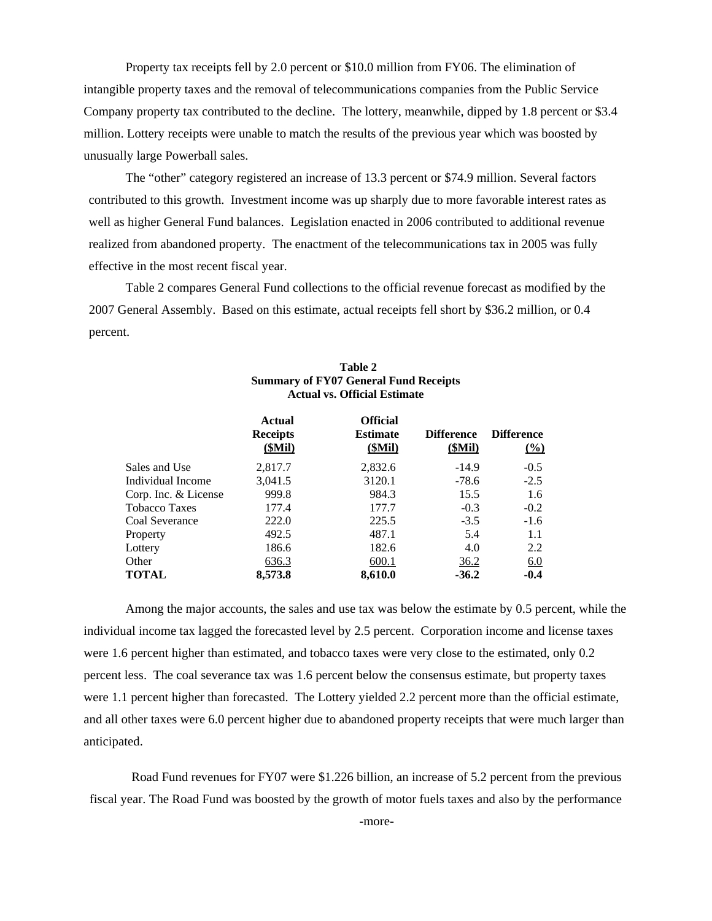Property tax receipts fell by 2.0 percent or $10.0 million from FY06. The elimination of intangible property taxes and the removal of telecommunications companies from the Public Service Company property tax contributed to the decline. The lottery, meanwhile, dipped by 1.8 percent or $3.4 million. Lottery receipts were unable to match the results of the previous year which was boosted by unusually large Powerball sales.

The "other" category registered an increase of 13.3 percent or $74.9 million. Several factors contributed to this growth. Investment income was up sharply due to more favorable interest rates as well as higher General Fund balances. Legislation enacted in 2006 contributed to additional revenue realized from abandoned property. The enactment of the telecommunications tax in 2005 was fully effective in the most recent fiscal year.

Table 2 compares General Fund collections to the official revenue forecast as modified by the 2007 General Assembly. Based on this estimate, actual receipts fell short by $36.2 million, or 0.4 percent.

**Table 2**
**Summary of FY07 General Fund Receipts**
**Actual vs. Official Estimate**

| | Actual Receipts ($Mil) | Official Estimate ($Mil) | Difference ($Mil) | Difference (%) |
|---|---|---|---|---|
| Sales and Use | 2,817.7 | 2,832.6 | -14.9 | -0.5 |
| Individual Income | 3,041.5 | 3120.1 | -78.6 | -2.5 |
| Corp. Inc. & License | 999.8 | 984.3 | 15.5 | 1.6 |
| Tobacco Taxes | 177.4 | 177.7 | -0.3 | -0.2 |
| Coal Severance | 222.0 | 225.5 | -3.5 | -1.6 |
| Property | 492.5 | 487.1 | 5.4 | 1.1 |
| Lottery | 186.6 | 182.6 | 4.0 | 2.2 |
| Other | 636.3 | 600.1 | 36.2 | 6.0 |
| **TOTAL** | **8,573.8** | **8,610.0** | **-36.2** | **-0.4** |

Among the major accounts, the sales and use tax was below the estimate by 0.5 percent, while the individual income tax lagged the forecasted level by 2.5 percent. Corporation income and license taxes were 1.6 percent higher than estimated, and tobacco taxes were very close to the estimated, only 0.2 percent less. The coal severance tax was 1.6 percent below the consensus estimate, but property taxes were 1.1 percent higher than forecasted. The Lottery yielded 2.2 percent more than the official estimate, and all other taxes were 6.0 percent higher due to abandoned property receipts that were much larger than anticipated.

Road Fund revenues for FY07 were $1.226 billion, an increase of 5.2 percent from the previous fiscal year. The Road Fund was boosted by the growth of motor fuels taxes and also by the performance

-more-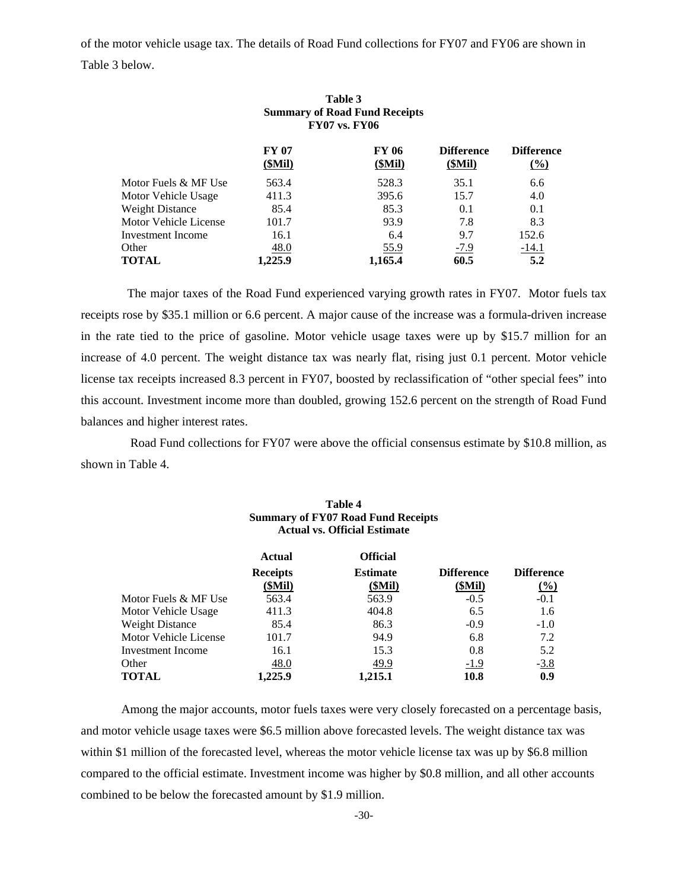of the motor vehicle usage tax. The details of Road Fund collections for FY07 and FY06 are shown in Table 3 below.

**Table 3**
**Summary of Road Fund Receipts**
**FY07 vs. FY06**

| | FY 07 ($Mil) | FY 06 ($Mil) | Difference ($Mil) | Difference (%) |
|---|---|---|---|---|
| Motor Fuels & MF Use | 563.4 | 528.3 | 35.1 | 6.6 |
| Motor Vehicle Usage | 411.3 | 395.6 | 15.7 | 4.0 |
| Weight Distance | 85.4 | 85.3 | 0.1 | 0.1 |
| Motor Vehicle License | 101.7 | 93.9 | 7.8 | 8.3 |
| Investment Income | 16.1 | 6.4 | 9.7 | 152.6 |
| Other | 48.0 | 55.9 | -7.9 | -14.1 |
| **TOTAL** | **1,225.9** | **1,165.4** | **60.5** | **5.2** |

The major taxes of the Road Fund experienced varying growth rates in FY07. Motor fuels tax receipts rose by $35.1 million or 6.6 percent. A major cause of the increase was a formula-driven increase in the rate tied to the price of gasoline. Motor vehicle usage taxes were up by $15.7 million for an increase of 4.0 percent. The weight distance tax was nearly flat, rising just 0.1 percent. Motor vehicle license tax receipts increased 8.3 percent in FY07, boosted by reclassification of "other special fees" into this account. Investment income more than doubled, growing 152.6 percent on the strength of Road Fund balances and higher interest rates.

Road Fund collections for FY07 were above the official consensus estimate by $10.8 million, as shown in Table 4.

**Table 4**
**Summary of FY07 Road Fund Receipts**
**Actual vs. Official Estimate**

| | Actual Receipts ($Mil) | Official Estimate ($Mil) | Difference ($Mil) | Difference (%) |
|---|---|---|---|---|
| Motor Fuels & MF Use | 563.4 | 563.9 | -0.5 | -0.1 |
| Motor Vehicle Usage | 411.3 | 404.8 | 6.5 | 1.6 |
| Weight Distance | 85.4 | 86.3 | -0.9 | -1.0 |
| Motor Vehicle License | 101.7 | 94.9 | 6.8 | 7.2 |
| Investment Income | 16.1 | 15.3 | 0.8 | 5.2 |
| Other | 48.0 | 49.9 | -1.9 | -3.8 |
| **TOTAL** | **1,225.9** | **1,215.1** | **10.8** | **0.9** |

Among the major accounts, motor fuels taxes were very closely forecasted on a percentage basis, and motor vehicle usage taxes were $6.5 million above forecasted levels. The weight distance tax was within $1 million of the forecasted level, whereas the motor vehicle license tax was up by $6.8 million compared to the official estimate. Investment income was higher by $0.8 million, and all other accounts combined to be below the forecasted amount by $1.9 million.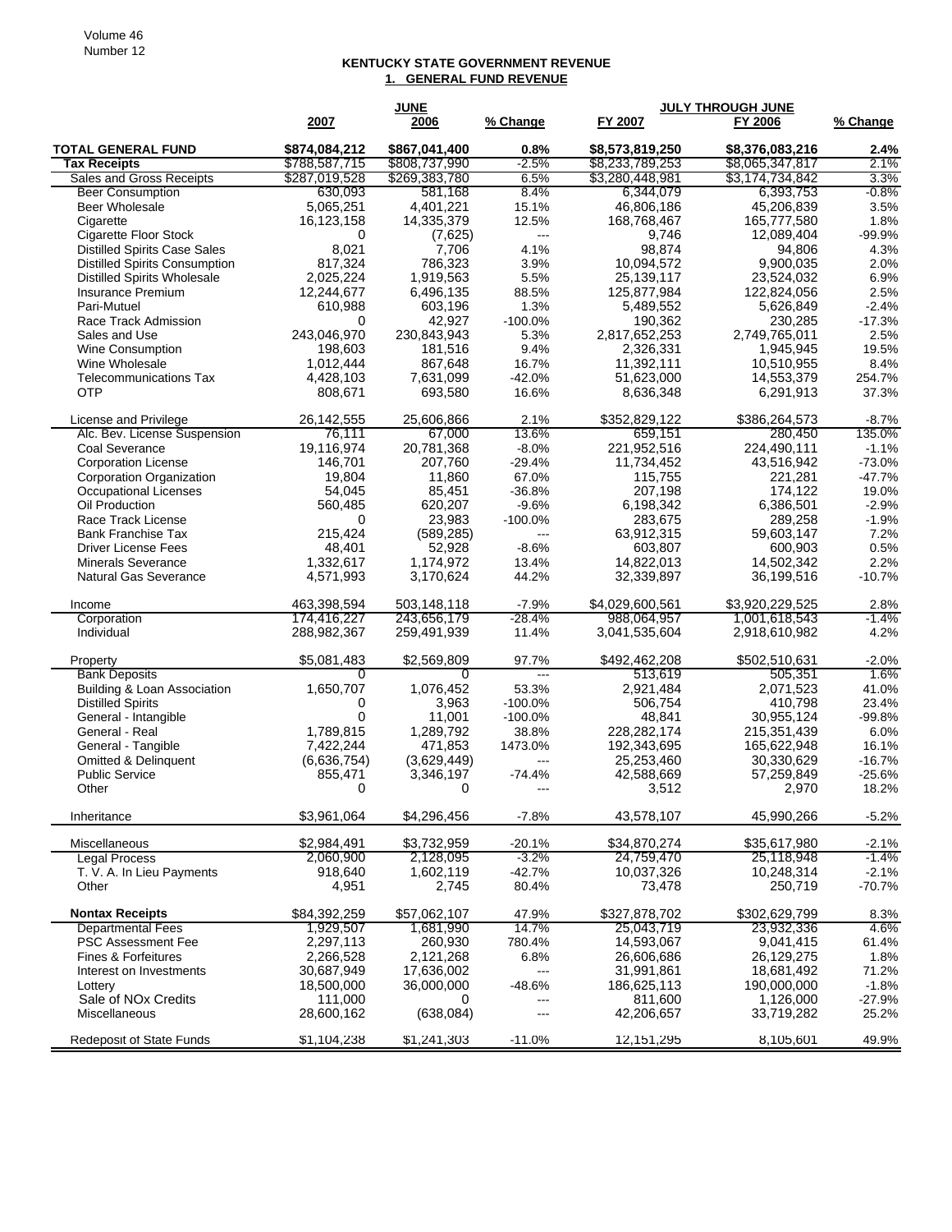Volume 46
Number 12

## KENTUCKY STATE GOVERNMENT REVENUE

### 1. GENERAL FUND REVENUE

| | JUNE | | | JULY THROUGH JUNE | | |
|---|---|---|---|---|---|---|
| | 2007 | 2006 | % Change | FY 2007 | FY 2006 | % Change |
| **TOTAL GENERAL FUND** | **$874,084,212** | **$867,041,400** | **0.8%** | **$8,573,819,250** | **$8,376,083,216** | **2.4%** |
| **Tax Receipts** | $788,587,715 | $808,737,990 | -2.5% | $8,233,789,253 | $8,065,347,817 | 2.1% |
| Sales and Gross Receipts | $287,019,528 | $269,383,780 | 6.5% | $3,280,448,981 | $3,174,734,842 | 3.3% |
| Beer Consumption | 630,093 | 581,168 | 8.4% | 6,344,079 | 6,393,753 | -0.8% |
| Beer Wholesale | 5,065,251 | 4,401,221 | 15.1% | 46,806,186 | 45,206,839 | 3.5% |
| Cigarette | 16,123,158 | 14,335,379 | 12.5% | 168,768,467 | 165,777,580 | 1.8% |
| Cigarette Floor Stock | 0 | (7,625) | --- | 9,746 | 12,089,404 | -99.9% |
| Distilled Spirits Case Sales | 8,021 | 7,706 | 4.1% | 98,874 | 94,806 | 4.3% |
| Distilled Spirits Consumption | 817,324 | 786,323 | 3.9% | 10,094,572 | 9,900,035 | 2.0% |
| Distilled Spirits Wholesale | 2,025,224 | 1,919,563 | 5.5% | 25,139,117 | 23,524,032 | 6.9% |
| Insurance Premium | 12,244,677 | 6,496,135 | 88.5% | 125,877,984 | 122,824,056 | 2.5% |
| Pari-Mutuel | 610,988 | 603,196 | 1.3% | 5,489,552 | 5,626,849 | -2.4% |
| Race Track Admission | 0 | 42,927 | -100.0% | 190,362 | 230,285 | -17.3% |
| Sales and Use | 243,046,970 | 230,843,943 | 5.3% | 2,817,652,253 | 2,749,765,011 | 2.5% |
| Wine Consumption | 198,603 | 181,516 | 9.4% | 2,326,331 | 1,945,945 | 19.5% |
| Wine Wholesale | 1,012,444 | 867,648 | 16.7% | 11,392,111 | 10,510,955 | 8.4% |
| Telecommunications Tax | 4,428,103 | 7,631,099 | -42.0% | 51,623,000 | 14,553,379 | 254.7% |
| OTP | 808,671 | 693,580 | 16.6% | 8,636,348 | 6,291,913 | 37.3% |
| | | | | | | |
| License and Privilege | 26,142,555 | 25,606,866 | 2.1% | $352,829,122 | $386,264,573 | -8.7% |
| Alc. Bev. License Suspension | 76,111 | 67,000 | 13.6% | 659,151 | 280,450 | 135.0% |
| Coal Severance | 19,116,974 | 20,781,368 | -8.0% | 221,952,516 | 224,490,111 | -1.1% |
| Corporation License | 146,701 | 207,760 | -29.4% | 11,734,452 | 43,516,942 | -73.0% |
| Corporation Organization | 19,804 | 11,860 | 67.0% | 115,755 | 221,281 | -47.7% |
| Occupational Licenses | 54,045 | 85,451 | -36.8% | 207,198 | 174,122 | 19.0% |
| Oil Production | 560,485 | 620,207 | -9.6% | 6,198,342 | 6,386,501 | -2.9% |
| Race Track License | 0 | 23,983 | -100.0% | 283,675 | 289,258 | -1.9% |
| Bank Franchise Tax | 215,424 | (589,285) | --- | 63,912,315 | 59,603,147 | 7.2% |
| Driver License Fees | 48,401 | 52,928 | -8.6% | 603,807 | 600,903 | 0.5% |
| Minerals Severance | 1,332,617 | 1,174,972 | 13.4% | 14,822,013 | 14,502,342 | 2.2% |
| Natural Gas Severance | 4,571,993 | 3,170,624 | 44.2% | 32,339,897 | 36,199,516 | -10.7% |
| | | | | | | |
| Income | 463,398,594 | 503,148,118 | -7.9% | $4,029,600,561 | $3,920,229,525 | 2.8% |
| Corporation | 174,416,227 | 243,656,179 | -28.4% | 988,064,957 | 1,001,618,543 | -1.4% |
| Individual | 288,982,367 | 259,491,939 | 11.4% | 3,041,535,604 | 2,918,610,982 | 4.2% |
| | | | | | | |
| Property | $5,081,483 | $2,569,809 | 97.7% | $492,462,208 | $502,510,631 | -2.0% |
| Bank Deposits | 0 | 0 | --- | 513,619 | 505,351 | 1.6% |
| Building & Loan Association | 1,650,707 | 1,076,452 | 53.3% | 2,921,484 | 2,071,523 | 41.0% |
| Distilled Spirits | 0 | 3,963 | -100.0% | 506,754 | 410,798 | 23.4% |
| General - Intangible | 0 | 11,001 | -100.0% | 48,841 | 30,955,124 | -99.8% |
| General - Real | 1,789,815 | 1,289,792 | 38.8% | 228,282,174 | 215,351,439 | 6.0% |
| General - Tangible | 7,422,244 | 471,853 | 1473.0% | 192,343,695 | 165,622,948 | 16.1% |
| Omitted & Delinquent | (6,636,754) | (3,629,449) | --- | 25,253,460 | 30,330,629 | -16.7% |
| Public Service | 855,471 | 3,346,197 | -74.4% | 42,588,669 | 57,259,849 | -25.6% |
| Other | 0 | 0 | --- | 3,512 | 2,970 | 18.2% |
| | | | | | | |
| Inheritance | $3,961,064 | $4,296,456 | -7.8% | 43,578,107 | 45,990,266 | -5.2% |
| | | | | | | |
| Miscellaneous | $2,984,491 | $3,732,959 | -20.1% | $34,870,274 | $35,617,980 | -2.1% |
| Legal Process | 2,060,900 | 2,128,095 | -3.2% | 24,759,470 | 25,118,948 | -1.4% |
| T. V. A. In Lieu Payments | 918,640 | 1,602,119 | -42.7% | 10,037,326 | 10,248,314 | -2.1% |
| Other | 4,951 | 2,745 | 80.4% | 73,478 | 250,719 | -70.7% |
| | | | | | | |
| **Nontax Receipts** | $84,392,259 | $57,062,107 | 47.9% | $327,878,702 | $302,629,799 | 8.3% |
| Departmental Fees | 1,929,507 | 1,681,990 | 14.7% | 25,043,719 | 23,932,336 | 4.6% |
| PSC Assessment Fee | 2,297,113 | 260,930 | 780.4% | 14,593,067 | 9,041,415 | 61.4% |
| Fines & Forfeitures | 2,266,528 | 2,121,268 | 6.8% | 26,606,686 | 26,129,275 | 1.8% |
| Interest on Investments | 30,687,949 | 17,636,002 | --- | 31,991,861 | 18,681,492 | 71.2% |
| Lottery | 18,500,000 | 36,000,000 | -48.6% | 186,625,113 | 190,000,000 | -1.8% |
| Sale of NOx Credits | 111,000 | 0 | --- | 811,600 | 1,126,000 | -27.9% |
| Miscellaneous | 28,600,162 | (638,084) | --- | 42,206,657 | 33,719,282 | 25.2% |
| | | | | | | |
| Redeposit of State Funds | $1,104,238 | $1,241,303 | -11.0% | 12,151,295 | 8,105,601 | 49.9% |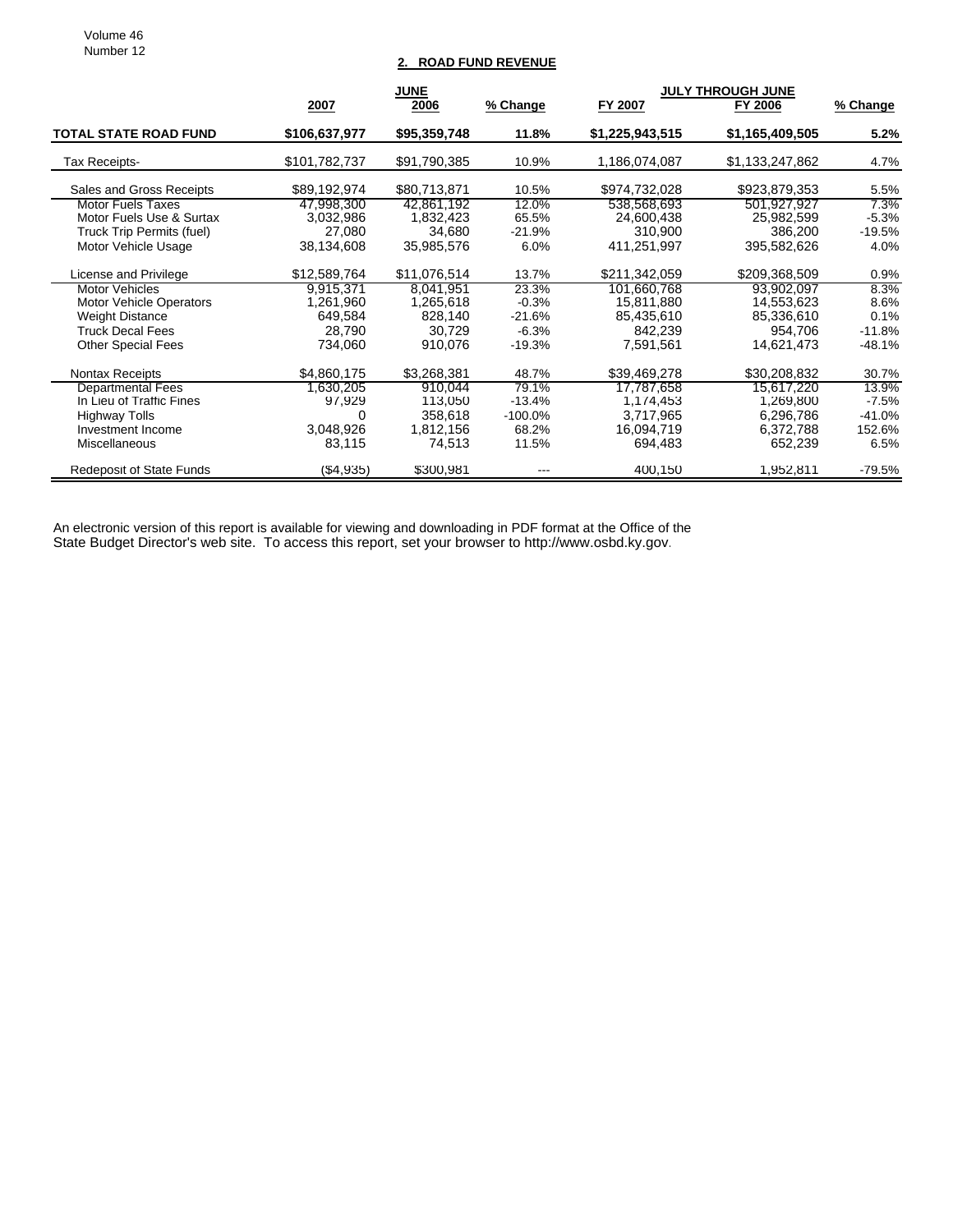## 2. ROAD FUND REVENUE

| | JUNE | | | JULY THROUGH JUNE | | |
|---|---|---|---|---|---|---|
| | 2007 | 2006 | % Change | FY 2007 | FY 2006 | % Change |
| **TOTAL STATE ROAD FUND** | **$106,637,977** | **$95,359,748** | **11.8%** | **$1,225,943,515** | **$1,165,409,505** | **5.2%** |
| Tax Receipts- | $101,782,737 | $91,790,385 | 10.9% | 1,186,074,087 | $1,133,247,862 | 4.7% |
| Sales and Gross Receipts | $89,192,974 | $80,713,871 | 10.5% | $974,732,028 | $923,879,353 | 5.5% |
| Motor Fuels Taxes | 47,998,300 | 42,861,192 | 12.0% | 538,568,693 | 501,927,927 | 7.3% |
| Motor Fuels Use & Surtax | 3,032,986 | 1,832,423 | 65.5% | 24,600,438 | 25,982,599 | -5.3% |
| Truck Trip Permits (fuel) | 27,080 | 34,680 | -21.9% | 310,900 | 386,200 | -19.5% |
| Motor Vehicle Usage | 38,134,608 | 35,985,576 | 6.0% | 411,251,997 | 395,582,626 | 4.0% |
| License and Privilege | $12,589,764 | $11,076,514 | 13.7% | $211,342,059 | $209,368,509 | 0.9% |
| Motor Vehicles | 9,915,371 | 8,041,951 | 23.3% | 101,660,768 | 93,902,097 | 8.3% |
| Motor Vehicle Operators | 1,261,960 | 1,265,618 | -0.3% | 15,811,880 | 14,553,623 | 8.6% |
| Weight Distance | 649,584 | 828,140 | -21.6% | 85,435,610 | 85,336,610 | 0.1% |
| Truck Decal Fees | 28,790 | 30,729 | -6.3% | 842,239 | 954,706 | -11.8% |
| Other Special Fees | 734,060 | 910,076 | -19.3% | 7,591,561 | 14,621,473 | -48.1% |
| Nontax Receipts | $4,860,175 | $3,268,381 | 48.7% | $39,469,278 | $30,208,832 | 30.7% |
| Departmental Fees | 1,630,205 | 910,044 | 79.1% | 17,787,658 | 15,617,220 | 13.9% |
| In Lieu of Traffic Fines | 97,929 | 113,050 | -13.4% | 1,174,453 | 1,269,800 | -7.5% |
| Highway Tolls | 0 | 358,618 | -100.0% | 3,717,965 | 6,296,786 | -41.0% |
| Investment Income | 3,048,926 | 1,812,156 | 68.2% | 16,094,719 | 6,372,788 | 152.6% |
| Miscellaneous | 83,115 | 74,513 | 11.5% | 694,483 | 652,239 | 6.5% |
| Redeposit of State Funds | ($4,935) | $300,981 | --- | 400,150 | 1,952,811 | -79.5% |

An electronic version of this report is available for viewing and downloading in PDF format at the Office of the State Budget Director's web site. To access this report, set your browser to http://www.osbd.ky.gov.